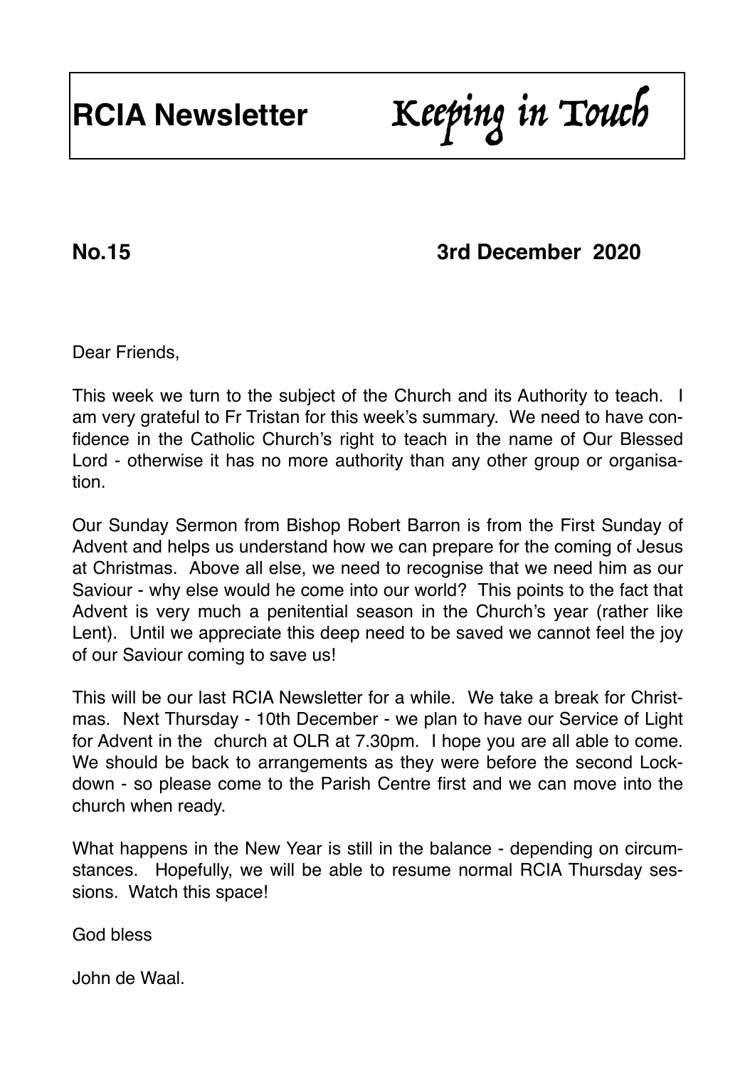# RCIA Newsletter *Keeping in Touch*

**No.15 3rd December 2020**

Dear Friends,

This week we turn to the subject of the Church and its Authority to teach. I am very grateful to Fr Tristan for this week's summary. We need to have confidence in the Catholic Church's right to teach in the name of Our Blessed Lord - otherwise it has no more authority than any other group or organisation.

Our Sunday Sermon from Bishop Robert Barron is from the First Sunday of Advent and helps us understand how we can prepare for the coming of Jesus at Christmas. Above all else, we need to recognise that we need him as our Saviour - why else would he come into our world? This points to the fact that Advent is very much a penitential season in the Church's year (rather like Lent). Until we appreciate this deep need to be saved we cannot feel the joy of our Saviour coming to save us!

This will be our last RCIA Newsletter for a while. We take a break for Christmas. Next Thursday - 10th December - we plan to have our Service of Light for Advent in the church at OLR at 7.30pm. I hope you are all able to come. We should be back to arrangements as they were before the second Lockdown - so please come to the Parish Centre first and we can move into the church when ready.

What happens in the New Year is still in the balance - depending on circumstances. Hopefully, we will be able to resume normal RCIA Thursday sessions. Watch this space!

God bless

John de Waal.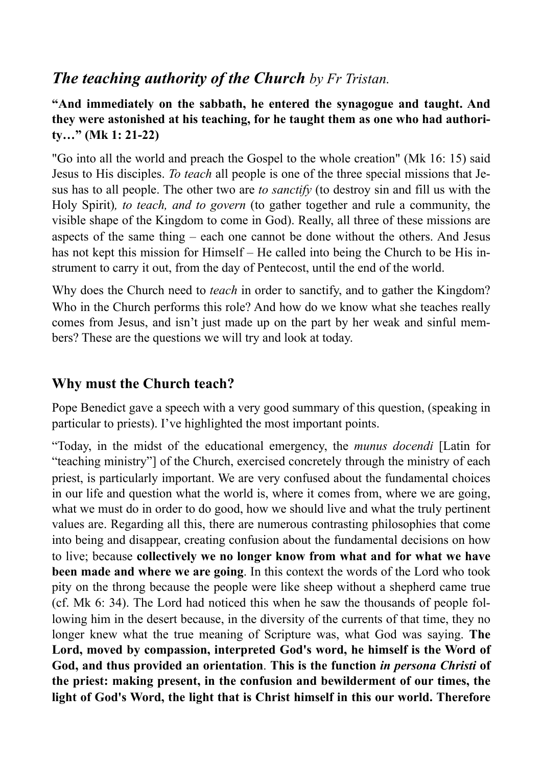## *The teaching authority of the Church* *by Fr Tristan.*

**"And immediately on the sabbath, he entered the synagogue and taught. And they were astonished at his teaching, for he taught them as one who had authority…" (Mk 1: 21-22)**

"Go into all the world and preach the Gospel to the whole creation" (Mk 16: 15) said Jesus to His disciples. *To teach* all people is one of the three special missions that Jesus has to all people. The other two are *to sanctify* (to destroy sin and fill us with the Holy Spirit)*, to teach, and to govern* (to gather together and rule a community, the visible shape of the Kingdom to come in God). Really, all three of these missions are aspects of the same thing – each one cannot be done without the others. And Jesus has not kept this mission for Himself – He called into being the Church to be His instrument to carry it out, from the day of Pentecost, until the end of the world.

Why does the Church need to *teach* in order to sanctify, and to gather the Kingdom? Who in the Church performs this role? And how do we know what she teaches really comes from Jesus, and isn't just made up on the part by her weak and sinful members? These are the questions we will try and look at today.

### Why must the Church teach?

Pope Benedict gave a speech with a very good summary of this question, (speaking in particular to priests). I've highlighted the most important points.

"Today, in the midst of the educational emergency, the *munus docendi* [Latin for "teaching ministry"] of the Church, exercised concretely through the ministry of each priest, is particularly important. We are very confused about the fundamental choices in our life and question what the world is, where it comes from, where we are going, what we must do in order to do good, how we should live and what the truly pertinent values are. Regarding all this, there are numerous contrasting philosophies that come into being and disappear, creating confusion about the fundamental decisions on how to live; because **collectively we no longer know from what and for what we have been made and where we are going**. In this context the words of the Lord who took pity on the throng because the people were like sheep without a shepherd came true (cf. Mk 6: 34). The Lord had noticed this when he saw the thousands of people following him in the desert because, in the diversity of the currents of that time, they no longer knew what the true meaning of Scripture was, what God was saying. **The Lord, moved by compassion, interpreted God's word, he himself is the Word of God, and thus provided an orientation**. **This is the function *in persona Christi* of the priest: making present, in the confusion and bewilderment of our times, the light of God's Word, the light that is Christ himself in this our world. Therefore**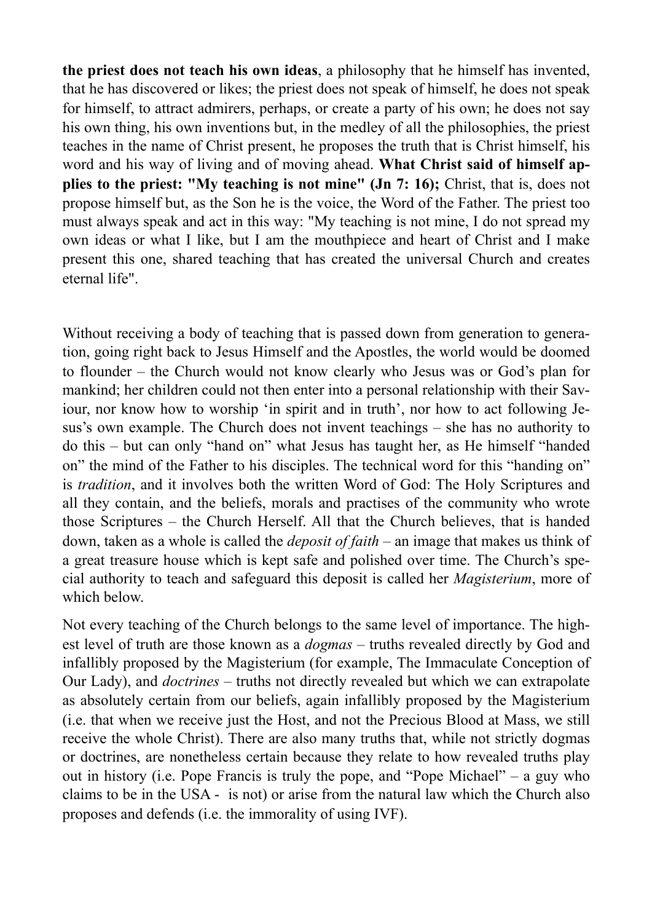**the priest does not teach his own ideas**, a philosophy that he himself has invented, that he has discovered or likes; the priest does not speak of himself, he does not speak for himself, to attract admirers, perhaps, or create a party of his own; he does not say his own thing, his own inventions but, in the medley of all the philosophies, the priest teaches in the name of Christ present, he proposes the truth that is Christ himself, his word and his way of living and of moving ahead. **What Christ said of himself applies to the priest: "My teaching is not mine" (Jn 7: 16);** Christ, that is, does not propose himself but, as the Son he is the voice, the Word of the Father. The priest too must always speak and act in this way: "My teaching is not mine, I do not spread my own ideas or what I like, but I am the mouthpiece and heart of Christ and I make present this one, shared teaching that has created the universal Church and creates eternal life".

Without receiving a body of teaching that is passed down from generation to generation, going right back to Jesus Himself and the Apostles, the world would be doomed to flounder – the Church would not know clearly who Jesus was or God's plan for mankind; her children could not then enter into a personal relationship with their Saviour, nor know how to worship 'in spirit and in truth', nor how to act following Jesus's own example. The Church does not invent teachings – she has no authority to do this – but can only "hand on" what Jesus has taught her, as He himself "handed on" the mind of the Father to his disciples. The technical word for this "handing on" is *tradition*, and it involves both the written Word of God: The Holy Scriptures and all they contain, and the beliefs, morals and practises of the community who wrote those Scriptures – the Church Herself. All that the Church believes, that is handed down, taken as a whole is called the *deposit of faith* – an image that makes us think of a great treasure house which is kept safe and polished over time. The Church's special authority to teach and safeguard this deposit is called her *Magisterium*, more of which below.

Not every teaching of the Church belongs to the same level of importance. The highest level of truth are those known as a *dogmas* – truths revealed directly by God and infallibly proposed by the Magisterium (for example, The Immaculate Conception of Our Lady), and *doctrines* – truths not directly revealed but which we can extrapolate as absolutely certain from our beliefs, again infallibly proposed by the Magisterium (i.e. that when we receive just the Host, and not the Precious Blood at Mass, we still receive the whole Christ). There are also many truths that, while not strictly dogmas or doctrines, are nonetheless certain because they relate to how revealed truths play out in history (i.e. Pope Francis is truly the pope, and "Pope Michael" – a guy who claims to be in the USA - is not) or arise from the natural law which the Church also proposes and defends (i.e. the immorality of using IVF).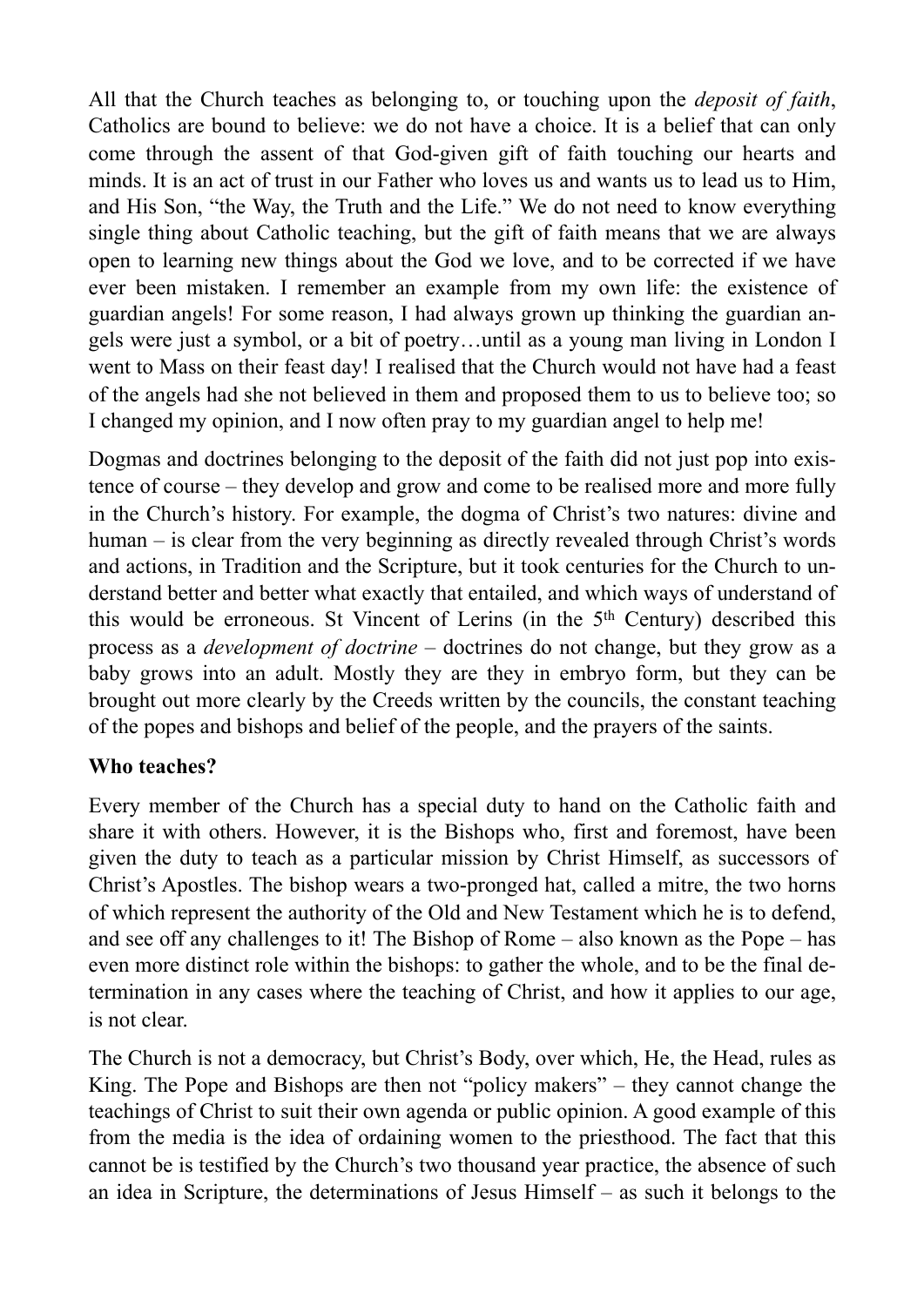All that the Church teaches as belonging to, or touching upon the *deposit of faith*, Catholics are bound to believe: we do not have a choice. It is a belief that can only come through the assent of that God-given gift of faith touching our hearts and minds. It is an act of trust in our Father who loves us and wants us to lead us to Him, and His Son, "the Way, the Truth and the Life." We do not need to know everything single thing about Catholic teaching, but the gift of faith means that we are always open to learning new things about the God we love, and to be corrected if we have ever been mistaken. I remember an example from my own life: the existence of guardian angels! For some reason, I had always grown up thinking the guardian angels were just a symbol, or a bit of poetry…until as a young man living in London I went to Mass on their feast day! I realised that the Church would not have had a feast of the angels had she not believed in them and proposed them to us to believe too; so I changed my opinion, and I now often pray to my guardian angel to help me!

Dogmas and doctrines belonging to the deposit of the faith did not just pop into existence of course – they develop and grow and come to be realised more and more fully in the Church's history. For example, the dogma of Christ's two natures: divine and human – is clear from the very beginning as directly revealed through Christ's words and actions, in Tradition and the Scripture, but it took centuries for the Church to understand better and better what exactly that entailed, and which ways of understand of this would be erroneous. St Vincent of Lerins (in the 5th Century) described this process as a *development of doctrine* – doctrines do not change, but they grow as a baby grows into an adult. Mostly they are they in embryo form, but they can be brought out more clearly by the Creeds written by the councils, the constant teaching of the popes and bishops and belief of the people, and the prayers of the saints.

**Who teaches?**

Every member of the Church has a special duty to hand on the Catholic faith and share it with others. However, it is the Bishops who, first and foremost, have been given the duty to teach as a particular mission by Christ Himself, as successors of Christ's Apostles. The bishop wears a two-pronged hat, called a mitre, the two horns of which represent the authority of the Old and New Testament which he is to defend, and see off any challenges to it! The Bishop of Rome – also known as the Pope – has even more distinct role within the bishops: to gather the whole, and to be the final determination in any cases where the teaching of Christ, and how it applies to our age, is not clear.

The Church is not a democracy, but Christ's Body, over which, He, the Head, rules as King. The Pope and Bishops are then not "policy makers" – they cannot change the teachings of Christ to suit their own agenda or public opinion. A good example of this from the media is the idea of ordaining women to the priesthood. The fact that this cannot be is testified by the Church's two thousand year practice, the absence of such an idea in Scripture, the determinations of Jesus Himself – as such it belongs to the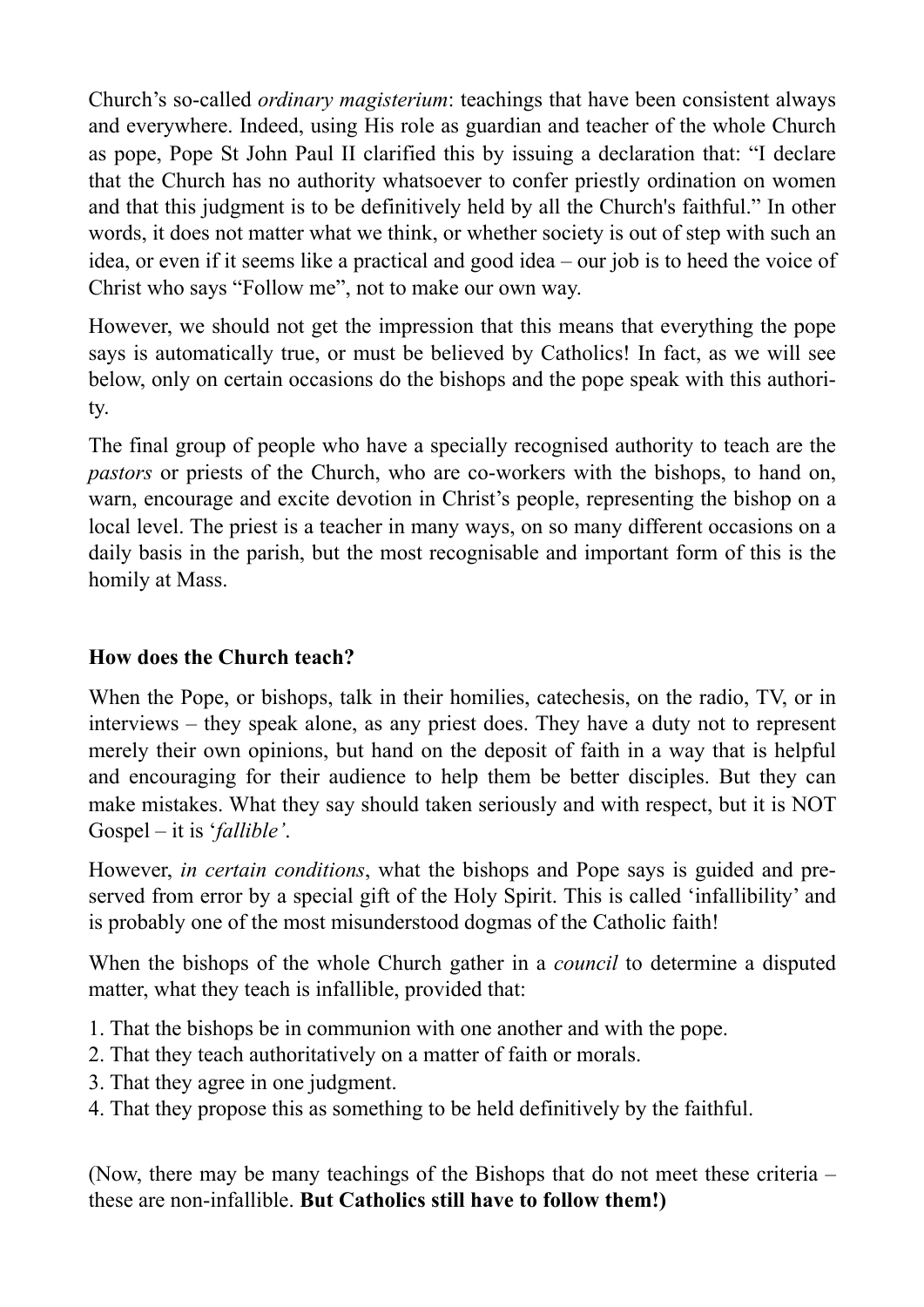Church's so-called *ordinary magisterium*: teachings that have been consistent always and everywhere. Indeed, using His role as guardian and teacher of the whole Church as pope, Pope St John Paul II clarified this by issuing a declaration that: "I declare that the Church has no authority whatsoever to confer priestly ordination on women and that this judgment is to be definitively held by all the Church's faithful." In other words, it does not matter what we think, or whether society is out of step with such an idea, or even if it seems like a practical and good idea – our job is to heed the voice of Christ who says "Follow me", not to make our own way.

However, we should not get the impression that this means that everything the pope says is automatically true, or must be believed by Catholics! In fact, as we will see below, only on certain occasions do the bishops and the pope speak with this authority.

The final group of people who have a specially recognised authority to teach are the *pastors* or priests of the Church, who are co-workers with the bishops, to hand on, warn, encourage and excite devotion in Christ's people, representing the bishop on a local level. The priest is a teacher in many ways, on so many different occasions on a daily basis in the parish, but the most recognisable and important form of this is the homily at Mass.

**How does the Church teach?**

When the Pope, or bishops, talk in their homilies, catechesis, on the radio, TV, or in interviews – they speak alone, as any priest does. They have a duty not to represent merely their own opinions, but hand on the deposit of faith in a way that is helpful and encouraging for their audience to help them be better disciples. But they can make mistakes. What they say should taken seriously and with respect, but it is NOT Gospel – it is '*fallible'*.

However, *in certain conditions*, what the bishops and Pope says is guided and preserved from error by a special gift of the Holy Spirit. This is called 'infallibility' and is probably one of the most misunderstood dogmas of the Catholic faith!

When the bishops of the whole Church gather in a *council* to determine a disputed matter, what they teach is infallible, provided that:

1. That the bishops be in communion with one another and with the pope.
2. That they teach authoritatively on a matter of faith or morals.
3. That they agree in one judgment.
4. That they propose this as something to be held definitively by the faithful.

(Now, there may be many teachings of the Bishops that do not meet these criteria – these are non-infallible. **But Catholics still have to follow them!)**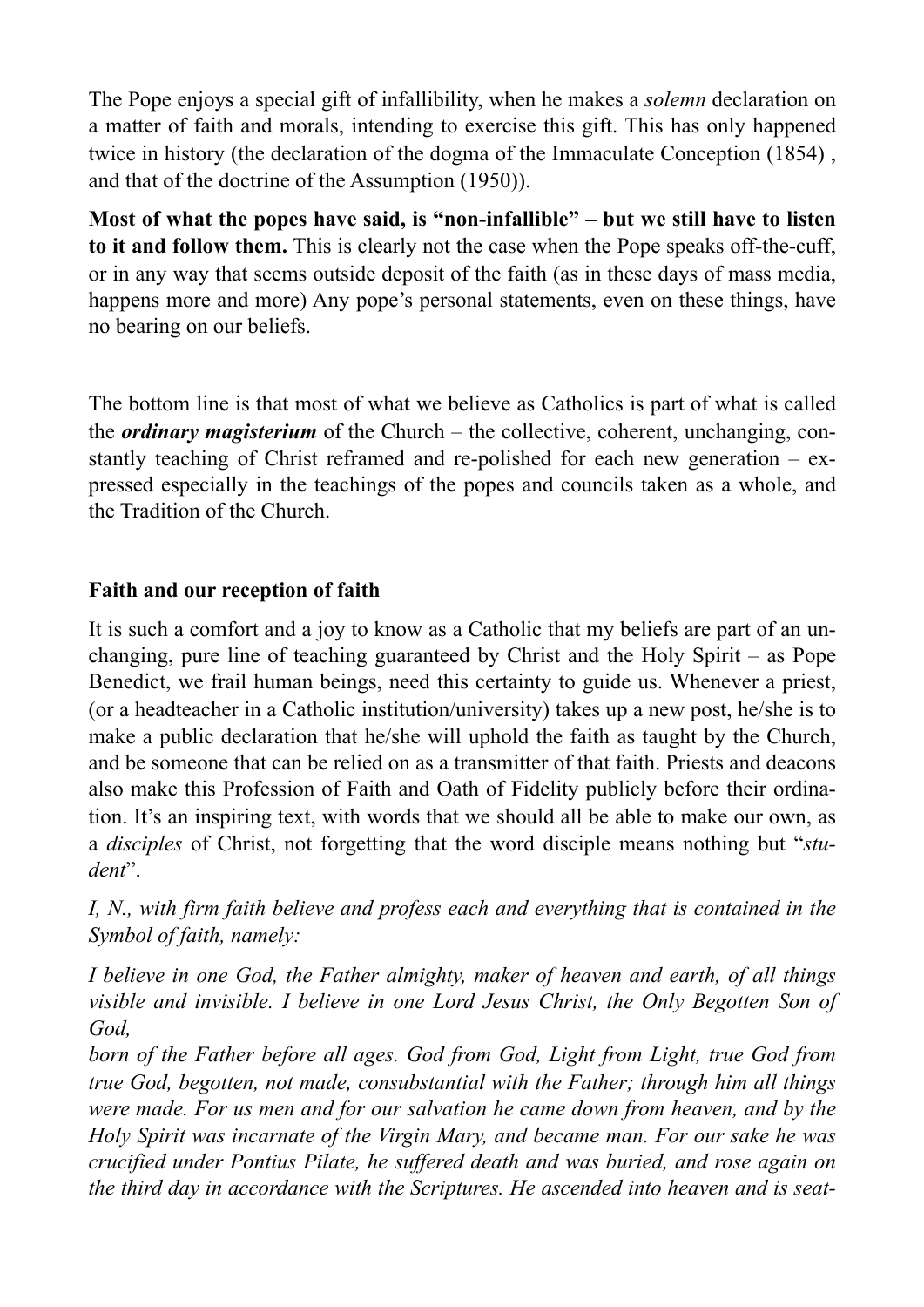The Pope enjoys a special gift of infallibility, when he makes a *solemn* declaration on a matter of faith and morals, intending to exercise this gift. This has only happened twice in history (the declaration of the dogma of the Immaculate Conception (1854) , and that of the doctrine of the Assumption (1950)).

**Most of what the popes have said, is "non-infallible" – but we still have to listen to it and follow them.** This is clearly not the case when the Pope speaks off-the-cuff, or in any way that seems outside deposit of the faith (as in these days of mass media, happens more and more) Any pope's personal statements, even on these things, have no bearing on our beliefs.

The bottom line is that most of what we believe as Catholics is part of what is called the ***ordinary magisterium*** of the Church – the collective, coherent, unchanging, constantly teaching of Christ reframed and re-polished for each new generation – expressed especially in the teachings of the popes and councils taken as a whole, and the Tradition of the Church.

**Faith and our reception of faith**

It is such a comfort and a joy to know as a Catholic that my beliefs are part of an unchanging, pure line of teaching guaranteed by Christ and the Holy Spirit – as Pope Benedict, we frail human beings, need this certainty to guide us. Whenever a priest, (or a headteacher in a Catholic institution/university) takes up a new post, he/she is to make a public declaration that he/she will uphold the faith as taught by the Church, and be someone that can be relied on as a transmitter of that faith. Priests and deacons also make this Profession of Faith and Oath of Fidelity publicly before their ordination. It's an inspiring text, with words that we should all be able to make our own, as a *disciples* of Christ, not forgetting that the word disciple means nothing but "*student*".

*I, N., with firm faith believe and profess each and everything that is contained in the Symbol of faith, namely:*

*I believe in one God, the Father almighty, maker of heaven and earth, of all things visible and invisible. I believe in one Lord Jesus Christ, the Only Begotten Son of God,*
*born of the Father before all ages. God from God, Light from Light, true God from true God, begotten, not made, consubstantial with the Father; through him all things were made. For us men and for our salvation he came down from heaven, and by the Holy Spirit was incarnate of the Virgin Mary, and became man. For our sake he was crucified under Pontius Pilate, he suffered death and was buried, and rose again on the third day in accordance with the Scriptures. He ascended into heaven and is seat-*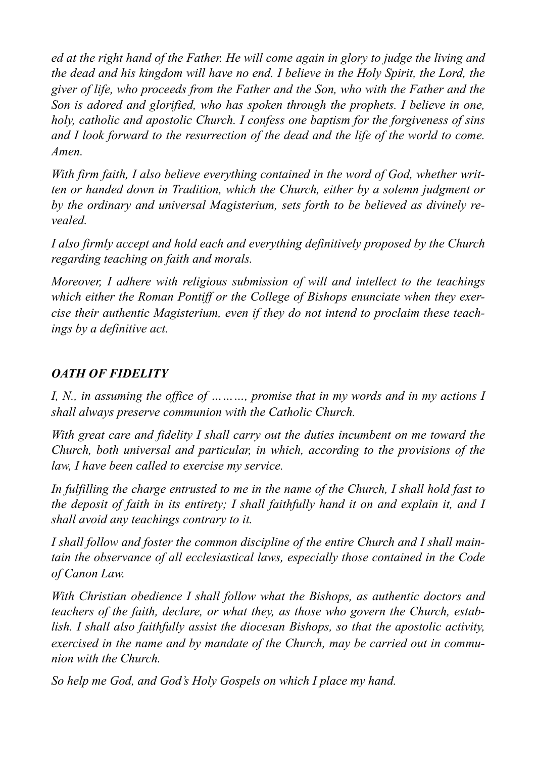*ed at the right hand of the Father. He will come again in glory to judge the living and the dead and his kingdom will have no end. I believe in the Holy Spirit, the Lord, the giver of life, who proceeds from the Father and the Son, who with the Father and the Son is adored and glorified, who has spoken through the prophets. I believe in one, holy, catholic and apostolic Church. I confess one baptism for the forgiveness of sins and I look forward to the resurrection of the dead and the life of the world to come. Amen.*

*With firm faith, I also believe everything contained in the word of God, whether written or handed down in Tradition, which the Church, either by a solemn judgment or by the ordinary and universal Magisterium, sets forth to be believed as divinely revealed.*

*I also firmly accept and hold each and everything definitively proposed by the Church regarding teaching on faith and morals.*

*Moreover, I adhere with religious submission of will and intellect to the teachings which either the Roman Pontiff or the College of Bishops enunciate when they exercise their authentic Magisterium, even if they do not intend to proclaim these teachings by a definitive act.*

## *OATH OF FIDELITY*

*I, N., in assuming the office of ………, promise that in my words and in my actions I shall always preserve communion with the Catholic Church.*

*With great care and fidelity I shall carry out the duties incumbent on me toward the Church, both universal and particular, in which, according to the provisions of the law, I have been called to exercise my service.*

*In fulfilling the charge entrusted to me in the name of the Church, I shall hold fast to the deposit of faith in its entirety; I shall faithfully hand it on and explain it, and I shall avoid any teachings contrary to it.*

*I shall follow and foster the common discipline of the entire Church and I shall maintain the observance of all ecclesiastical laws, especially those contained in the Code of Canon Law.*

*With Christian obedience I shall follow what the Bishops, as authentic doctors and teachers of the faith, declare, or what they, as those who govern the Church, establish. I shall also faithfully assist the diocesan Bishops, so that the apostolic activity, exercised in the name and by mandate of the Church, may be carried out in communion with the Church.*

*So help me God, and God's Holy Gospels on which I place my hand.*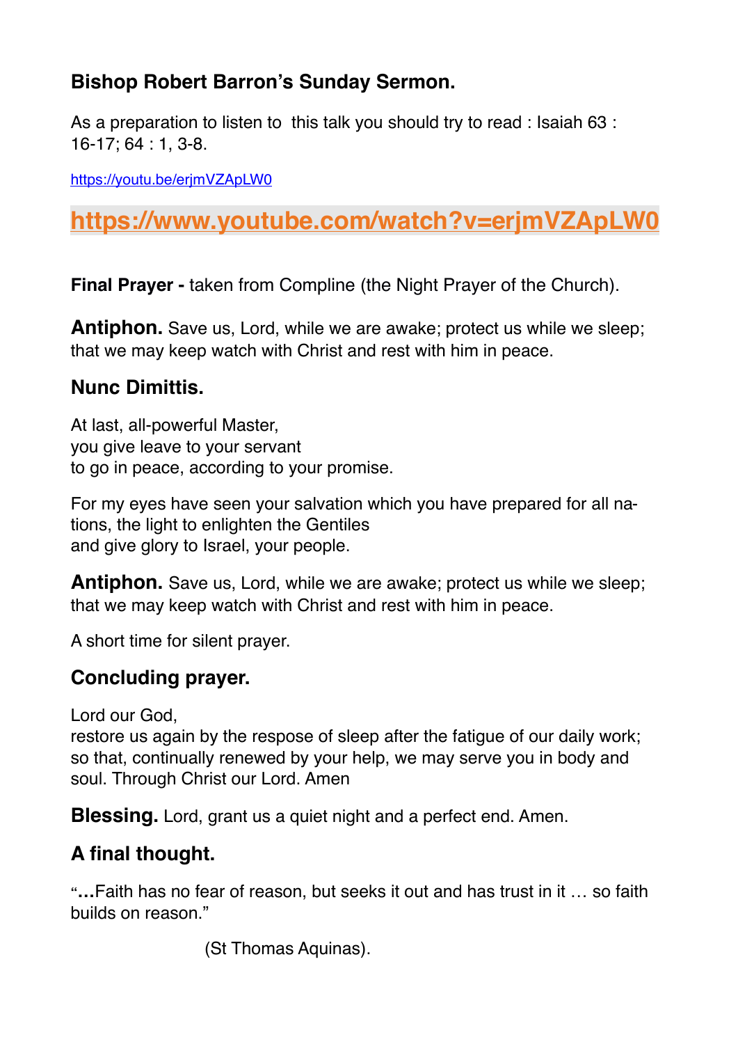## Bishop Robert Barron's Sunday Sermon.

As a preparation to listen to this talk you should try to read : Isaiah 63 : 16-17; 64 : 1, 3-8.

https://youtu.be/erjmVZApLW0

**https://www.youtube.com/watch?v=erjmVZApLW0**

**Final Prayer -** taken from Compline (the Night Prayer of the Church).

**Antiphon.** Save us, Lord, while we are awake; protect us while we sleep; that we may keep watch with Christ and rest with him in peace.

### Nunc Dimittis.

At last, all-powerful Master,
you give leave to your servant
to go in peace, according to your promise.

For my eyes have seen your salvation which you have prepared for all nations, the light to enlighten the Gentiles
and give glory to Israel, your people.

**Antiphon.** Save us, Lord, while we are awake; protect us while we sleep; that we may keep watch with Christ and rest with him in peace.

A short time for silent prayer.

### Concluding prayer.

Lord our God,
restore us again by the respose of sleep after the fatigue of our daily work; so that, continually renewed by your help, we may serve you in body and soul. Through Christ our Lord. Amen

**Blessing.** Lord, grant us a quiet night and a perfect end. Amen.

### A final thought.

"**…**Faith has no fear of reason, but seeks it out and has trust in it … so faith builds on reason."

(St Thomas Aquinas).